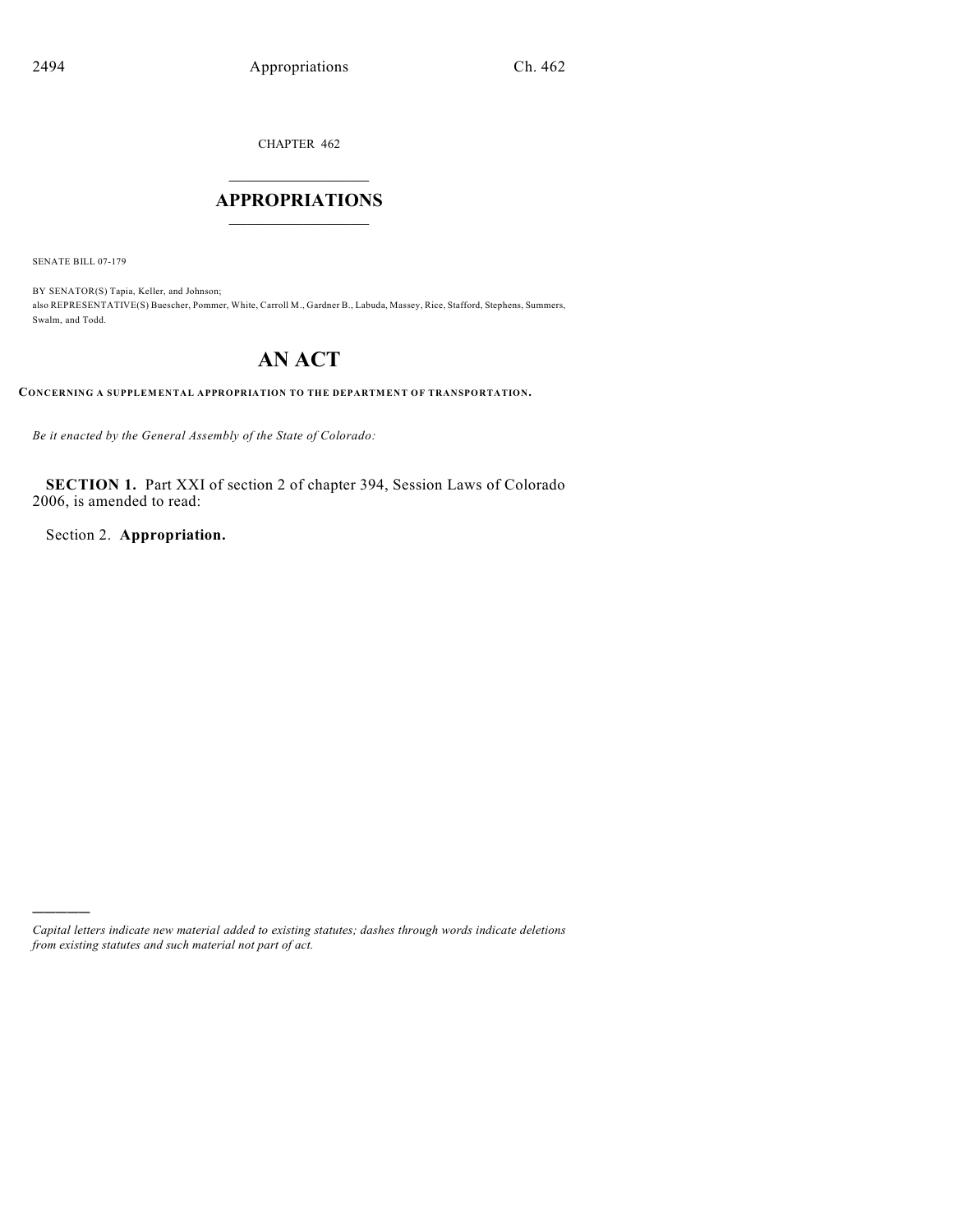CHAPTER 462

# APPROPRIATIONS

SENATE BILL 07-179

BY SENATOR(S) Tapia, Keller, and Johnson;
also REPRESENTATIVE(S) Buescher, Pommer, White, Carroll M., Gardner B., Labuda, Massey, Rice, Stafford, Stephens, Summers, Swalm, and Todd.

# AN ACT

**CONCERNING A SUPPLEMENTAL APPROPRIATION TO THE DEPARTMENT OF TRANSPORTATION.**

*Be it enacted by the General Assembly of the State of Colorado:*

**SECTION 1.** Part XXI of section 2 of chapter 394, Session Laws of Colorado 2006, is amended to read:

Section 2. **Appropriation.**

---

*Capital letters indicate new material added to existing statutes; dashes through words indicate deletions from existing statutes and such material not part of act.*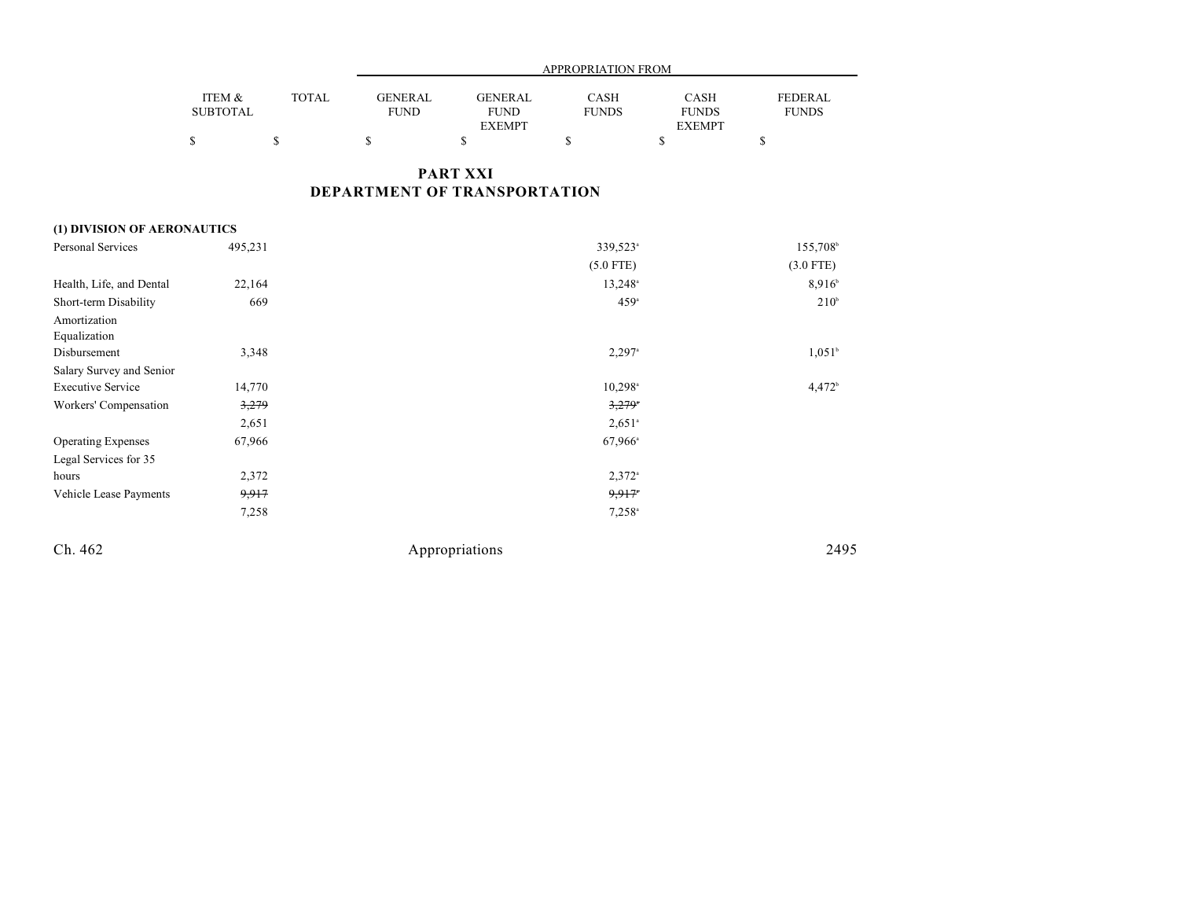| | ITEM & SUBTOTAL | TOTAL | APPROPRIATION FROM GENERAL FUND | GENERAL FUND EXEMPT | CASH FUNDS | CASH FUNDS EXEMPT | FEDERAL FUNDS |
|---|---|---|---|---|---|---|---|
| | $ | $ | $ | $ | $ | $ | $ |

# PART XXI
# DEPARTMENT OF TRANSPORTATION

| | ITEM & SUBTOTAL | TOTAL | GENERAL FUND | GENERAL FUND EXEMPT | CASH FUNDS | CASH FUNDS EXEMPT | FEDERAL FUNDS |
|---|---|---|---|---|---|---|---|
| **(1) DIVISION OF AERONAUTICS** | | | | | | | |
| Personal Services | 495,231 | | | | 339,523[a] | | 155,708[b] |
| | | | | | (5.0 FTE) | | (3.0 FTE) |
| Health, Life, and Dental | 22,164 | | | | 13,248[a] | | 8,916[b] |
| Short-term Disability | 669 | | | | 459[a] | | 210[b] |
| Amortization Equalization Disbursement | 3,348 | | | | 2,297[a] | | 1,051[b] |
| Salary Survey and Senior Executive Service | 14,770 | | | | 10,298[a] | | 4,472[b] |
| Workers' Compensation | ~~3,279~~ | | | | ~~3,279~~[a] | | |
| | 2,651 | | | | 2,651[a] | | |
| Operating Expenses | 67,966 | | | | 67,966[a] | | |
| Legal Services for 35 hours | 2,372 | | | | 2,372[a] | | |
| Vehicle Lease Payments | ~~9,917~~ | | | | ~~9,917~~[a] | | |
| | 7,258 | | | | 7,258[a] | | |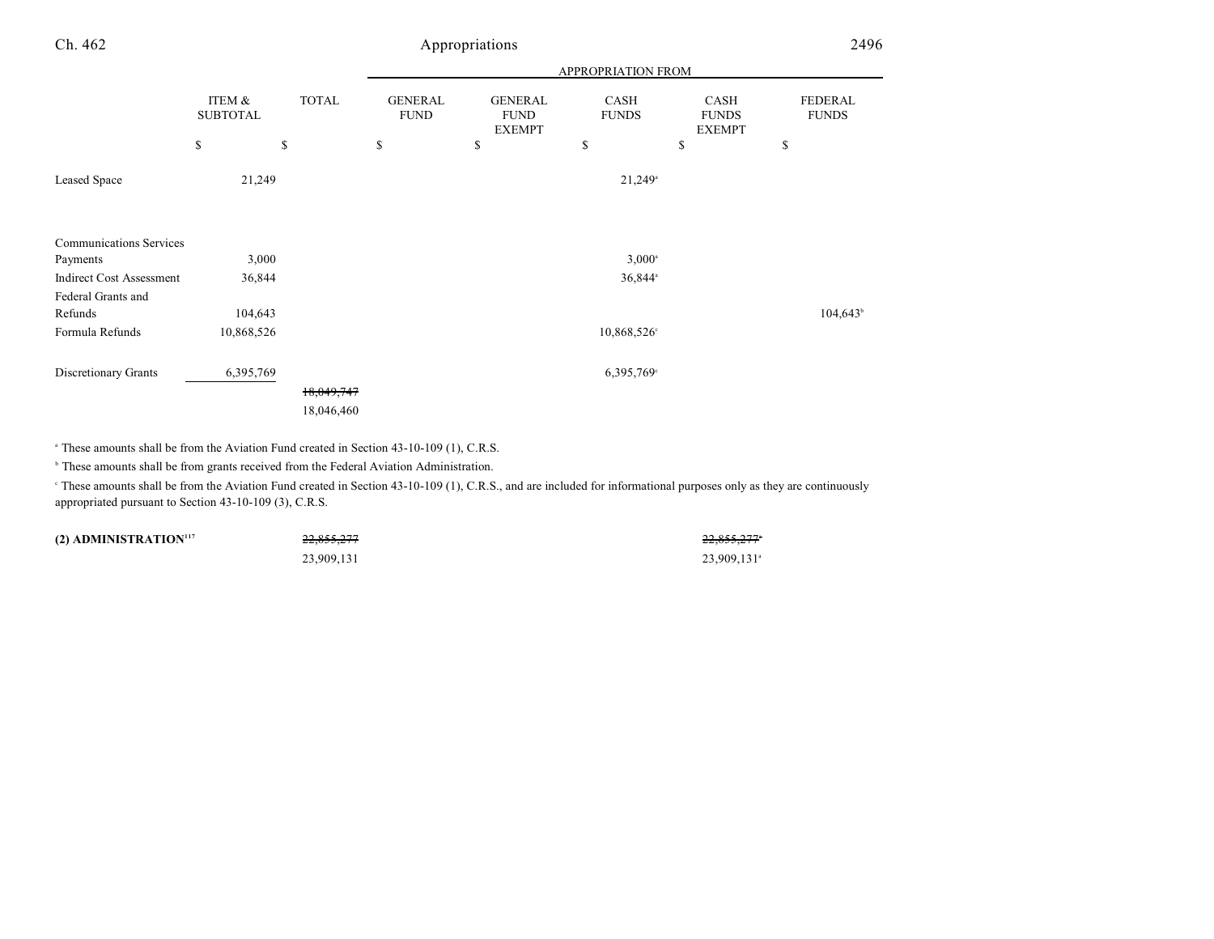| | ITEM & SUBTOTAL | TOTAL | GENERAL FUND | GENERAL FUND EXEMPT | CASH FUNDS | CASH FUNDS EXEMPT | FEDERAL FUNDS |
|---|---|---|---|---|---|---|---|
| | $ | $ | $ | $ | $ | $ | $ |
| | | | | | APPROPRIATION FROM | | |
| Leased Space | 21,249 | | | | 21,249[a] | | |
| Communications Services Payments | 3,000 | | | | 3,000[a] | | |
| Indirect Cost Assessment | 36,844 | | | | 36,844[a] | | |
| Federal Grants and Refunds | 104,643 | | | | | | 104,643[b] |
| Formula Refunds | 10,868,526 | | | | 10,868,526[c] | | |
| Discretionary Grants | 6,395,769 | | | | 6,395,769[c] | | |
| | | ~~18,049,747~~ 18,046,460 | | | | | |

[a] These amounts shall be from the Aviation Fund created in Section 43-10-109 (1), C.R.S.

[b] These amounts shall be from grants received from the Federal Aviation Administration.

[c] These amounts shall be from the Aviation Fund created in Section 43-10-109 (1), C.R.S., and are included for informational purposes only as they are continuously appropriated pursuant to Section 43-10-109 (3), C.R.S.

| | ITEM & SUBTOTAL | TOTAL | GENERAL FUND | GENERAL FUND EXEMPT | CASH FUNDS | CASH FUNDS EXEMPT | FEDERAL FUNDS |
|---|---|---|---|---|---|---|---|
| **(2) ADMINISTRATION**[117] | | ~~22,855,277~~ 23,909,131 | | | | ~~22,855,277[a]~~ 23,909,131[a] | |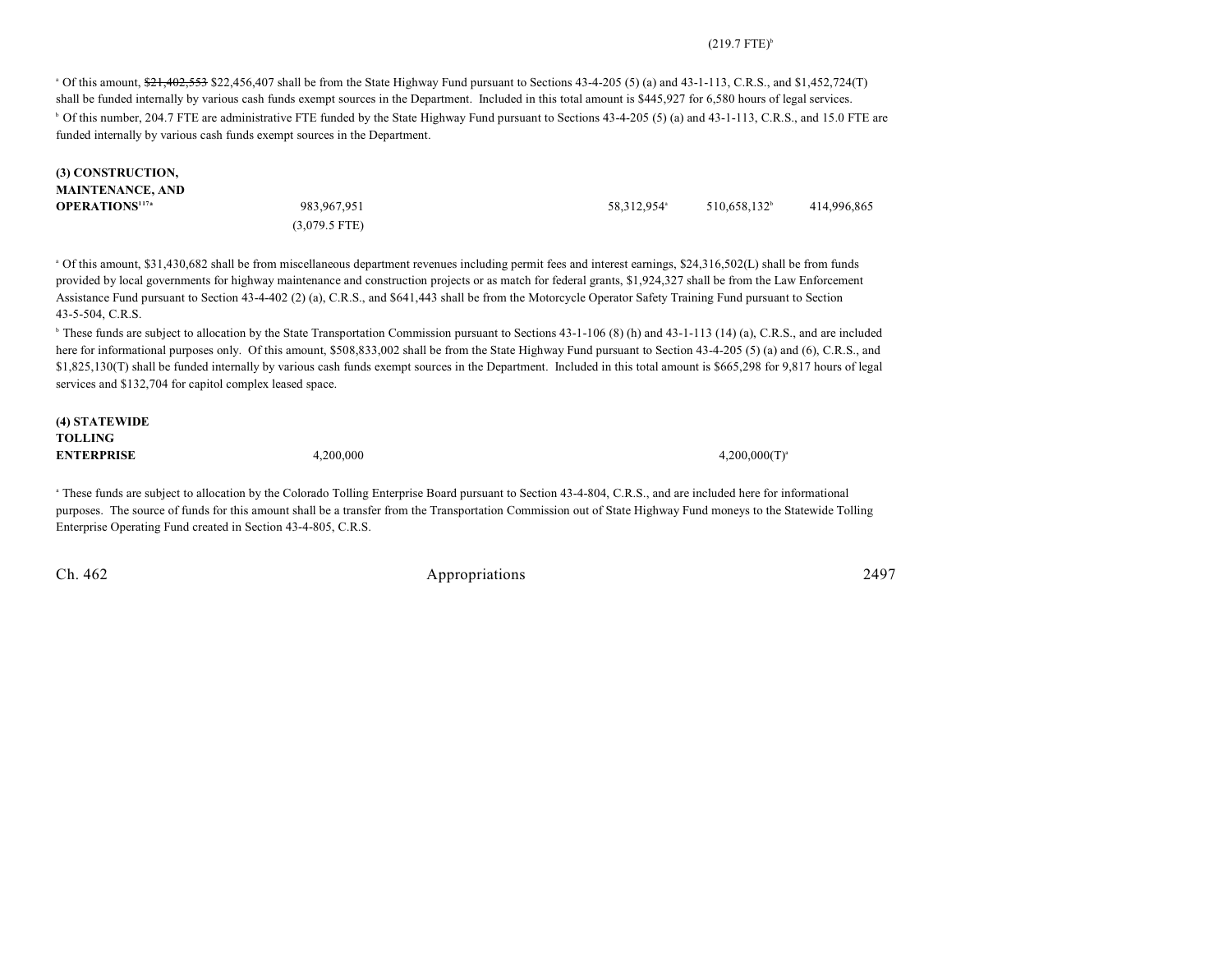(219.7 FTE)[b]

[a] Of this amount, ~~$21,402,553~~ $22,456,407 shall be from the State Highway Fund pursuant to Sections 43-4-205 (5) (a) and 43-1-113, C.R.S., and $1,452,724(T) shall be funded internally by various cash funds exempt sources in the Department. Included in this total amount is $445,927 for 6,580 hours of legal services.

[b] Of this number, 204.7 FTE are administrative FTE funded by the State Highway Fund pursuant to Sections 43-4-205 (5) (a) and 43-1-113, C.R.S., and 15.0 FTE are funded internally by various cash funds exempt sources in the Department.

| | | | | | |
|---|---|---|---|---|---|
| **(3) CONSTRUCTION, MAINTENANCE, AND OPERATIONS**[117a] | 983,967,951<br>(3,079.5 FTE) | | 58,312,954[a] | 510,658,132[b] | 414,996,865 |

[a] Of this amount, $31,430,682 shall be from miscellaneous department revenues including permit fees and interest earnings, $24,316,502(L) shall be from funds provided by local governments for highway maintenance and construction projects or as match for federal grants, $1,924,327 shall be from the Law Enforcement Assistance Fund pursuant to Section 43-4-402 (2) (a), C.R.S., and $641,443 shall be from the Motorcycle Operator Safety Training Fund pursuant to Section 43-5-504, C.R.S.

[b] These funds are subject to allocation by the State Transportation Commission pursuant to Sections 43-1-106 (8) (h) and 43-1-113 (14) (a), C.R.S., and are included here for informational purposes only. Of this amount, $508,833,002 shall be from the State Highway Fund pursuant to Section 43-4-205 (5) (a) and (6), C.R.S., and $1,825,130(T) shall be funded internally by various cash funds exempt sources in the Department. Included in this total amount is $665,298 for 9,817 hours of legal services and $132,704 for capitol complex leased space.

| | | | | | |
|---|---|---|---|---|---|
| **(4) STATEWIDE TOLLING ENTERPRISE** | 4,200,000 | | | 4,200,000(T)[a] | |

[a] These funds are subject to allocation by the Colorado Tolling Enterprise Board pursuant to Section 43-4-804, C.R.S., and are included here for informational purposes. The source of funds for this amount shall be a transfer from the Transportation Commission out of State Highway Fund moneys to the Statewide Tolling Enterprise Operating Fund created in Section 43-4-805, C.R.S.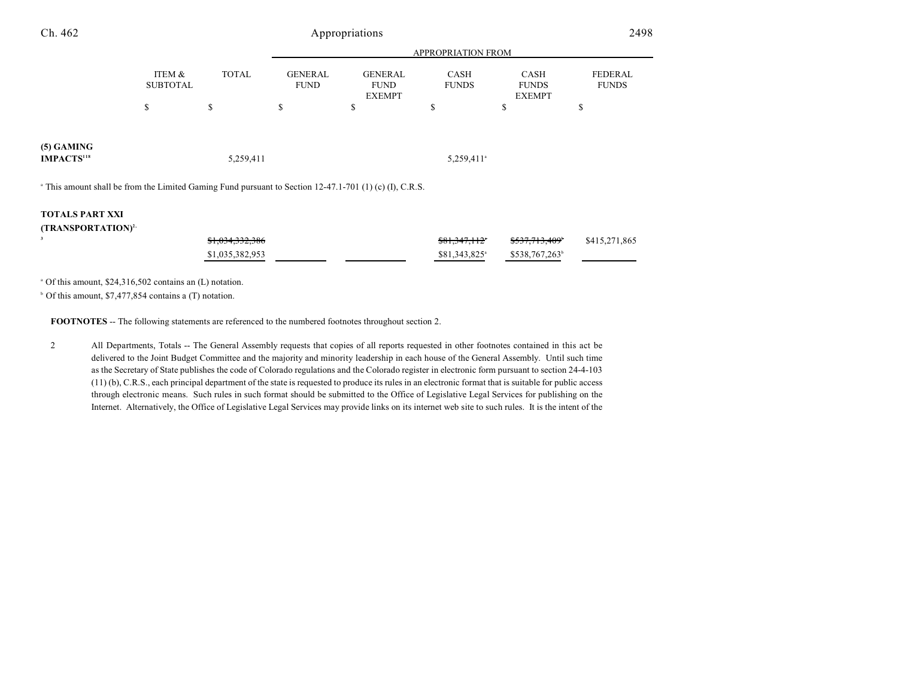| | ITEM & SUBTOTAL | TOTAL | APPROPRIATION FROM | | | | |
|---|---|---|---|---|---|---|---|
| | | | GENERAL FUND | GENERAL FUND EXEMPT | CASH FUNDS | CASH FUNDS EXEMPT | FEDERAL FUNDS |
| | $ | $ | $ | $ | $ | $ | $ |
| **(5) GAMING IMPACTS**[118] | | 5,259,411 | | | 5,259,411[a] | | |

[a] This amount shall be from the Limited Gaming Fund pursuant to Section 12-47.1-701 (1) (c) (I), C.R.S.

| | ITEM & SUBTOTAL | TOTAL | GENERAL FUND | GENERAL FUND EXEMPT | CASH FUNDS | CASH FUNDS EXEMPT | FEDERAL FUNDS |
|---|---|---|---|---|---|---|---|
| **TOTALS PART XXI (TRANSPORTATION)**[2, 3] | | ~~$1,034,332,386~~ $1,035,382,953 | | | ~~$81,347,112~~[a] $81,343,825[a] | ~~$537,713,409~~[b] $538,767,263[b] | $415,271,865 |

[a] Of this amount, $24,316,502 contains an (L) notation.

[b] Of this amount, $7,477,854 contains a (T) notation.

**FOOTNOTES** -- The following statements are referenced to the numbered footnotes throughout section 2.

2 All Departments, Totals -- The General Assembly requests that copies of all reports requested in other footnotes contained in this act be delivered to the Joint Budget Committee and the majority and minority leadership in each house of the General Assembly. Until such time as the Secretary of State publishes the code of Colorado regulations and the Colorado register in electronic form pursuant to section 24-4-103 (11) (b), C.R.S., each principal department of the state is requested to produce its rules in an electronic format that is suitable for public access through electronic means. Such rules in such format should be submitted to the Office of Legislative Legal Services for publishing on the Internet. Alternatively, the Office of Legislative Legal Services may provide links on its internet web site to such rules. It is the intent of the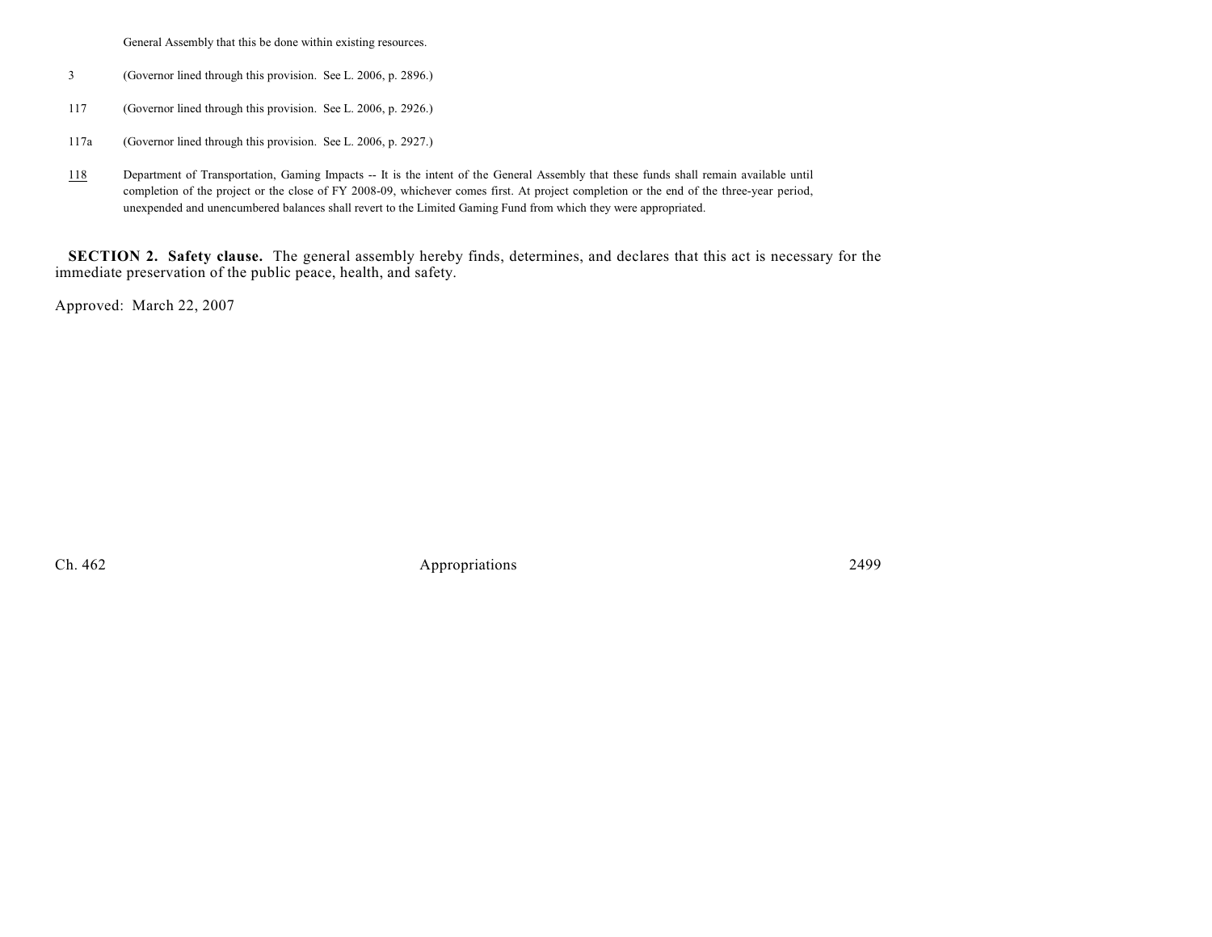General Assembly that this be done within existing resources.

3 (Governor lined through this provision. See L. 2006, p. 2896.)

117 (Governor lined through this provision. See L. 2006, p. 2926.)

117a (Governor lined through this provision. See L. 2006, p. 2927.)

118 Department of Transportation, Gaming Impacts -- It is the intent of the General Assembly that these funds shall remain available until completion of the project or the close of FY 2008-09, whichever comes first. At project completion or the end of the three-year period, unexpended and unencumbered balances shall revert to the Limited Gaming Fund from which they were appropriated.

**SECTION 2. Safety clause.** The general assembly hereby finds, determines, and declares that this act is necessary for the immediate preservation of the public peace, health, and safety.

Approved: March 22, 2007